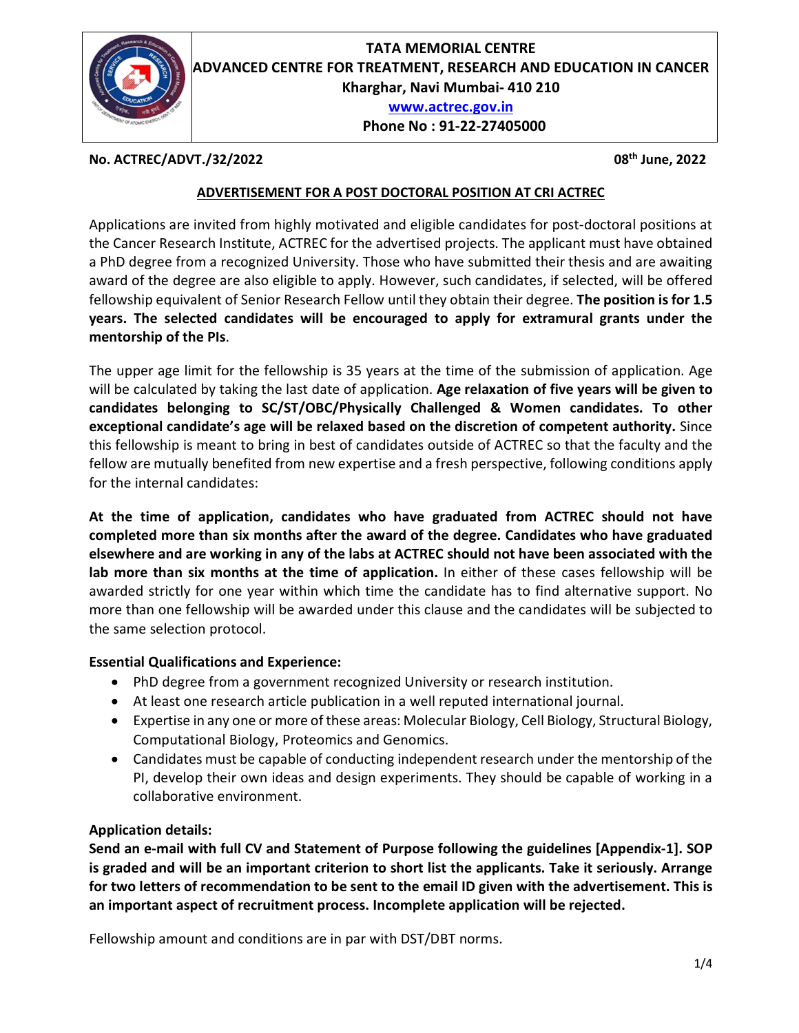# TATA MEMORIAL CENTRE
## ADVANCED CENTRE FOR TREATMENT, RESEARCH AND EDUCATION IN CANCER

**Kharghar, Navi Mumbai- 410 210**

**www.actrec.gov.in**

**Phone No : 91-22-27405000**

**No. ACTREC/ADVT./32/2022** **08th June, 2022**

### ADVERTISEMENT FOR A POST DOCTORAL POSITION AT CRI ACTREC

Applications are invited from highly motivated and eligible candidates for post-doctoral positions at the Cancer Research Institute, ACTREC for the advertised projects. The applicant must have obtained a PhD degree from a recognized University. Those who have submitted their thesis and are awaiting award of the degree are also eligible to apply. However, such candidates, if selected, will be offered fellowship equivalent of Senior Research Fellow until they obtain their degree. **The position is for 1.5 years. The selected candidates will be encouraged to apply for extramural grants under the mentorship of the PIs**.

The upper age limit for the fellowship is 35 years at the time of the submission of application. Age will be calculated by taking the last date of application. **Age relaxation of five years will be given to candidates belonging to SC/ST/OBC/Physically Challenged & Women candidates. To other exceptional candidate's age will be relaxed based on the discretion of competent authority.** Since this fellowship is meant to bring in best of candidates outside of ACTREC so that the faculty and the fellow are mutually benefited from new expertise and a fresh perspective, following conditions apply for the internal candidates:

**At the time of application, candidates who have graduated from ACTREC should not have completed more than six months after the award of the degree. Candidates who have graduated elsewhere and are working in any of the labs at ACTREC should not have been associated with the lab more than six months at the time of application.** In either of these cases fellowship will be awarded strictly for one year within which time the candidate has to find alternative support. No more than one fellowship will be awarded under this clause and the candidates will be subjected to the same selection protocol.

**Essential Qualifications and Experience:**

- PhD degree from a government recognized University or research institution.
- At least one research article publication in a well reputed international journal.
- Expertise in any one or more of these areas: Molecular Biology, Cell Biology, Structural Biology, Computational Biology, Proteomics and Genomics.
- Candidates must be capable of conducting independent research under the mentorship of the PI, develop their own ideas and design experiments. They should be capable of working in a collaborative environment.

**Application details:**

**Send an e-mail with full CV and Statement of Purpose following the guidelines [Appendix-1]. SOP is graded and will be an important criterion to short list the applicants. Take it seriously. Arrange for two letters of recommendation to be sent to the email ID given with the advertisement. This is an important aspect of recruitment process. Incomplete application will be rejected.**

Fellowship amount and conditions are in par with DST/DBT norms.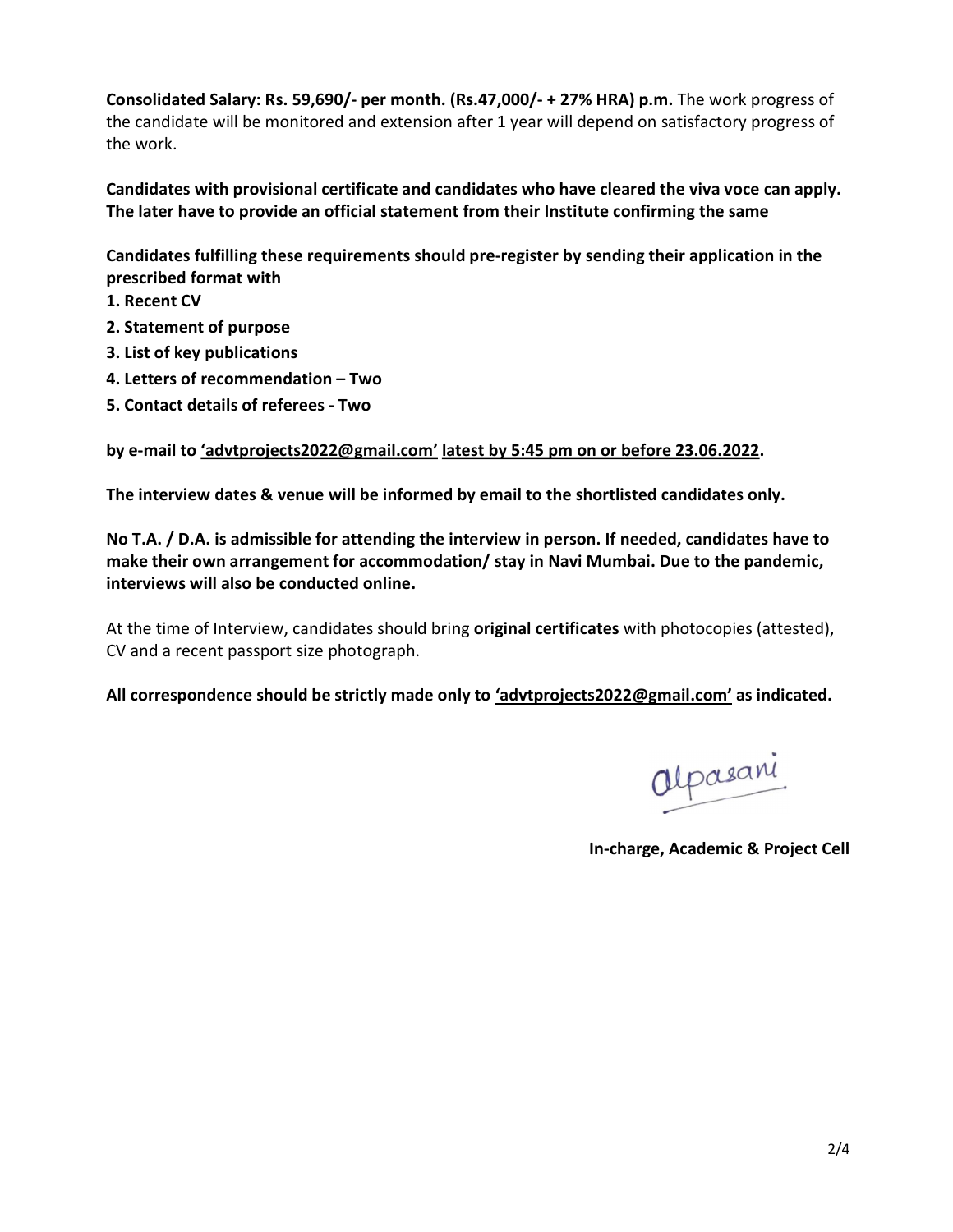**Consolidated Salary: Rs. 59,690/- per month. (Rs.47,000/- + 27% HRA) p.m.** The work progress of the candidate will be monitored and extension after 1 year will depend on satisfactory progress of the work.

**Candidates with provisional certificate and candidates who have cleared the viva voce can apply. The later have to provide an official statement from their Institute confirming the same**

**Candidates fulfilling these requirements should pre-register by sending their application in the prescribed format with**

**1. Recent CV**

**2. Statement of purpose**

**3. List of key publications**

**4. Letters of recommendation – Two**

**5. Contact details of referees - Two**

**by e-mail to 'advtprojects2022@gmail.com' latest by 5:45 pm on or before 23.06.2022.**

**The interview dates & venue will be informed by email to the shortlisted candidates only.**

**No T.A. / D.A. is admissible for attending the interview in person. If needed, candidates have to make their own arrangement for accommodation/ stay in Navi Mumbai. Due to the pandemic, interviews will also be conducted online.**

At the time of Interview, candidates should bring **original certificates** with photocopies (attested), CV and a recent passport size photograph.

**All correspondence should be strictly made only to 'advtprojects2022@gmail.com' as indicated.**

alpasani

**In-charge, Academic & Project Cell**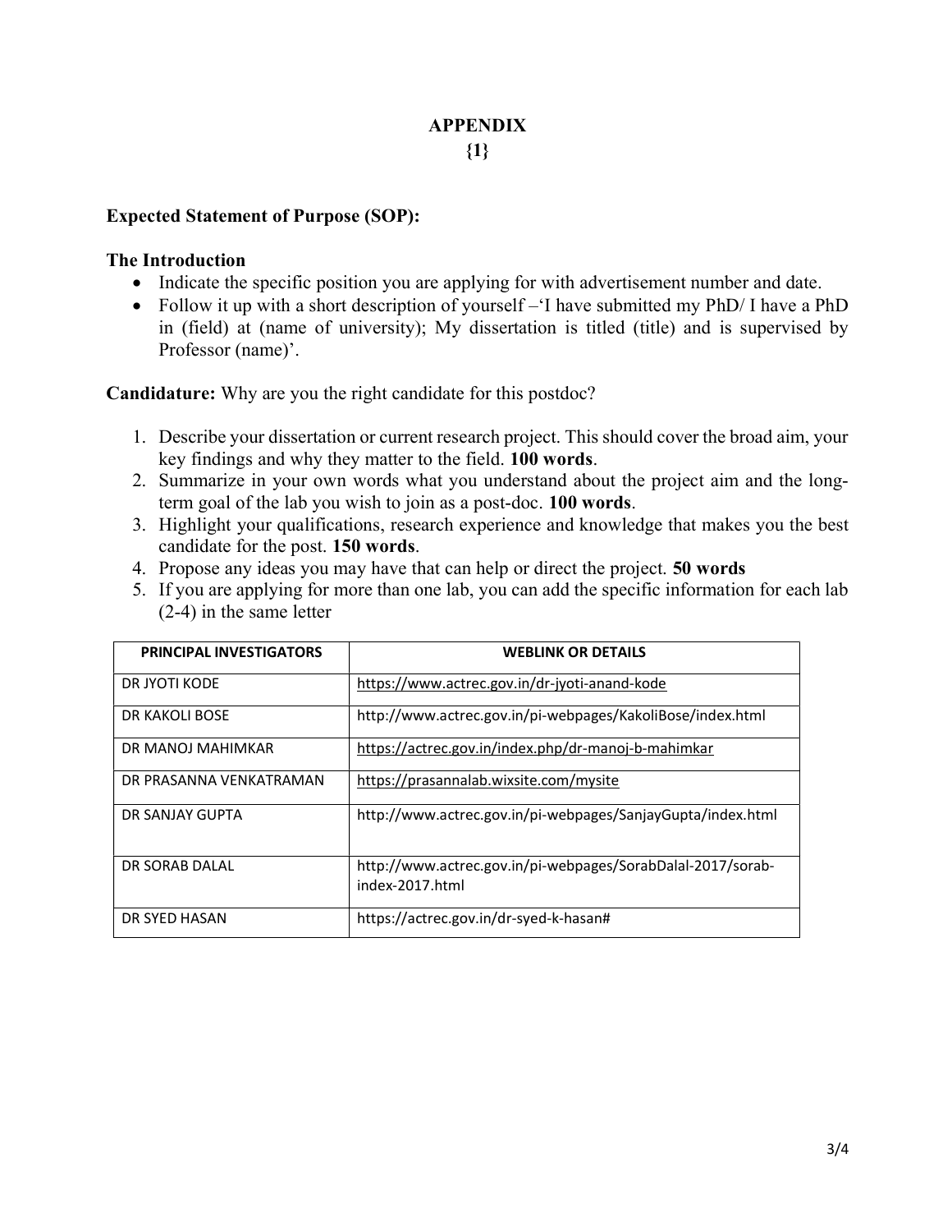# APPENDIX

## {1}

**Expected Statement of Purpose (SOP):**

**The Introduction**

- Indicate the specific position you are applying for with advertisement number and date.
- Follow it up with a short description of yourself –'I have submitted my PhD/ I have a PhD in (field) at (name of university); My dissertation is titled (title) and is supervised by Professor (name)'.

**Candidature:** Why are you the right candidate for this postdoc?

1. Describe your dissertation or current research project. This should cover the broad aim, your key findings and why they matter to the field. **100 words**.
2. Summarize in your own words what you understand about the project aim and the long-term goal of the lab you wish to join as a post-doc. **100 words**.
3. Highlight your qualifications, research experience and knowledge that makes you the best candidate for the post. **150 words**.
4. Propose any ideas you may have that can help or direct the project. **50 words**
5. If you are applying for more than one lab, you can add the specific information for each lab (2-4) in the same letter

| PRINCIPAL INVESTIGATORS | WEBLINK OR DETAILS |
|---|---|
| DR JYOTI KODE | https://www.actrec.gov.in/dr-jyoti-anand-kode |
| DR KAKOLI BOSE | http://www.actrec.gov.in/pi-webpages/KakoliBose/index.html |
| DR MANOJ MAHIMKAR | https://actrec.gov.in/index.php/dr-manoj-b-mahimkar |
| DR PRASANNA VENKATRAMAN | https://prasannalab.wixsite.com/mysite |
| DR SANJAY GUPTA | http://www.actrec.gov.in/pi-webpages/SanjayGupta/index.html |
| DR SORAB DALAL | http://www.actrec.gov.in/pi-webpages/SorabDalal-2017/sorab-index-2017.html |
| DR SYED HASAN | https://actrec.gov.in/dr-syed-k-hasan# |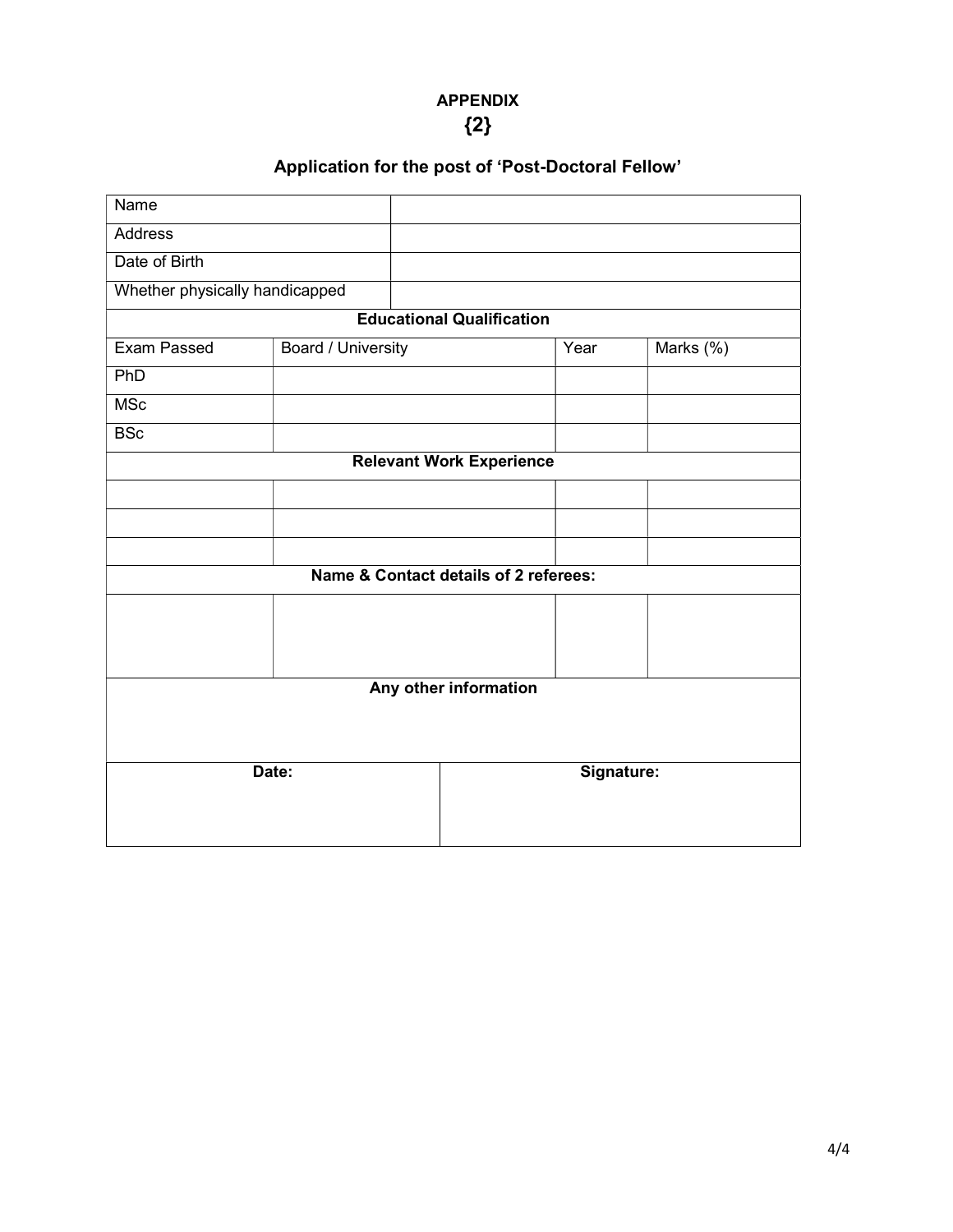**APPENDIX**

**{2}**

## Application for the post of 'Post-Doctoral Fellow'

| | | | |
|---|---|---|---|
| Name | | | |
| Address | | | |
| Date of Birth | | | |
| Whether physically handicapped | | | |
| **Educational Qualification** | | | |
| Exam Passed | Board / University | Year | Marks (%) |
| PhD | | | |
| MSc | | | |
| BSc | | | |
| **Relevant Work Experience** | | | |
| | | | |
| | | | |
| | | | |
| **Name & Contact details of 2 referees:** | | | |
| | | | |
| **Any other information** | | | |
| **Date:** | | **Signature:** | |